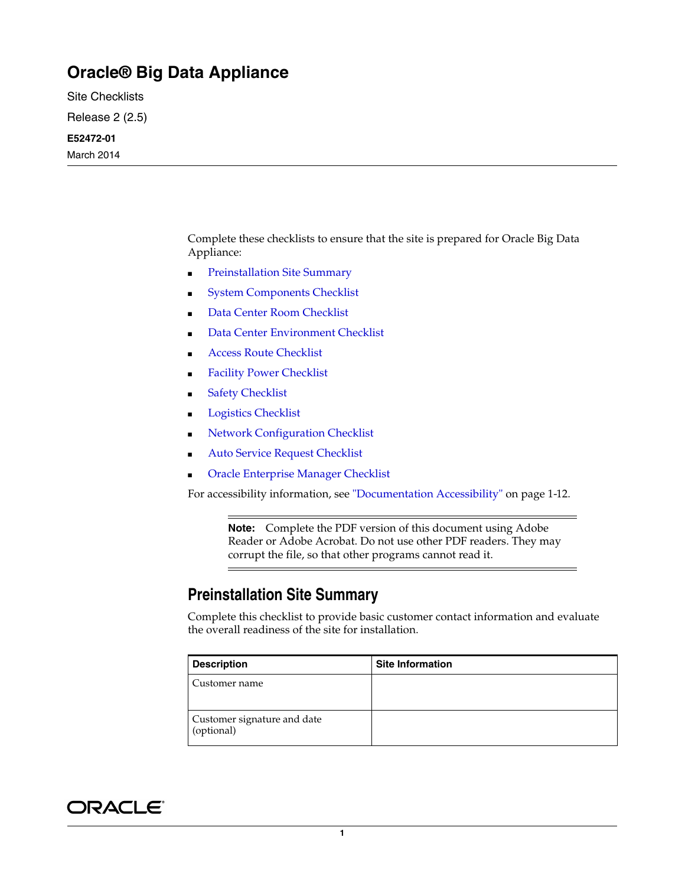# Oracle® Big Data Appliance

Site Checklists

Release 2 (2.5)

**E52472-01**

March 2014

Complete these checklists to ensure that the site is prepared for Oracle Big Data Appliance:

- Preinstallation Site Summary
- System Components Checklist
- Data Center Room Checklist
- Data Center Environment Checklist
- Access Route Checklist
- Facility Power Checklist
- Safety Checklist
- Logistics Checklist
- Network Configuration Checklist
- Auto Service Request Checklist
- Oracle Enterprise Manager Checklist

For accessibility information, see "Documentation Accessibility" on page 1-12.

> **Note:** Complete the PDF version of this document using Adobe Reader or Adobe Acrobat. Do not use other PDF readers. They may corrupt the file, so that other programs cannot read it.

## Preinstallation Site Summary

Complete this checklist to provide basic customer contact information and evaluate the overall readiness of the site for installation.

| Description | Site Information |
| --- | --- |
| Customer name | |
| Customer signature and date (optional) | |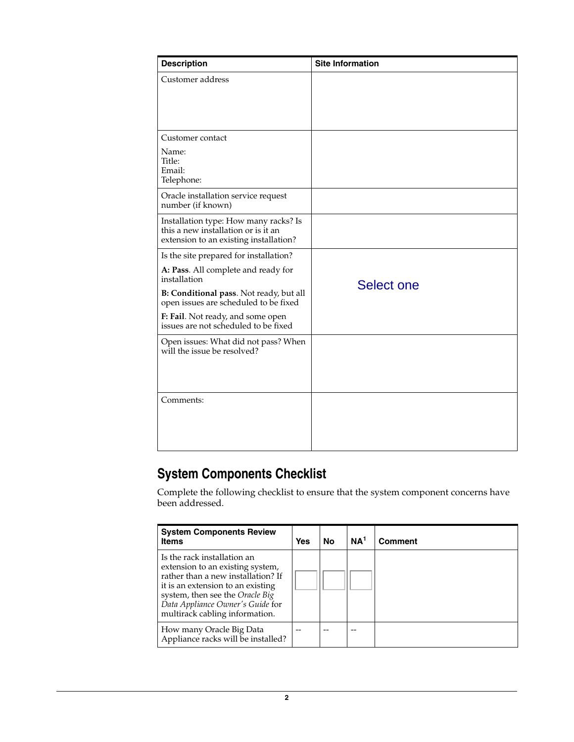| Description | Site Information |
| --- | --- |
| Customer address | |
| Customer contact<br>Name:<br>Title:<br>Email:<br>Telephone: | |
| Oracle installation service request number (if known) | |
| Installation type: How many racks? Is this a new installation or is it an extension to an existing installation? | |
| Is the site prepared for installation?<br>**A: Pass**. All complete and ready for installation<br>**B: Conditional pass**. Not ready, but all open issues are scheduled to be fixed<br>**F: Fail**. Not ready, and some open issues are not scheduled to be fixed | Select one |
| Open issues: What did not pass? When will the issue be resolved? | |
| Comments: | |

## System Components Checklist

Complete the following checklist to ensure that the system component concerns have been addressed.

| System Components Review Items | Yes | No | NA[1] | Comment |
| --- | --- | --- | --- | --- |
| Is the rack installation an extension to an existing system, rather than a new installation? If it is an extension to an existing system, then see the *Oracle Big Data Appliance Owner's Guide* for multirack cabling information. | | | | |
| How many Oracle Big Data Appliance racks will be installed? | -- | -- | -- | |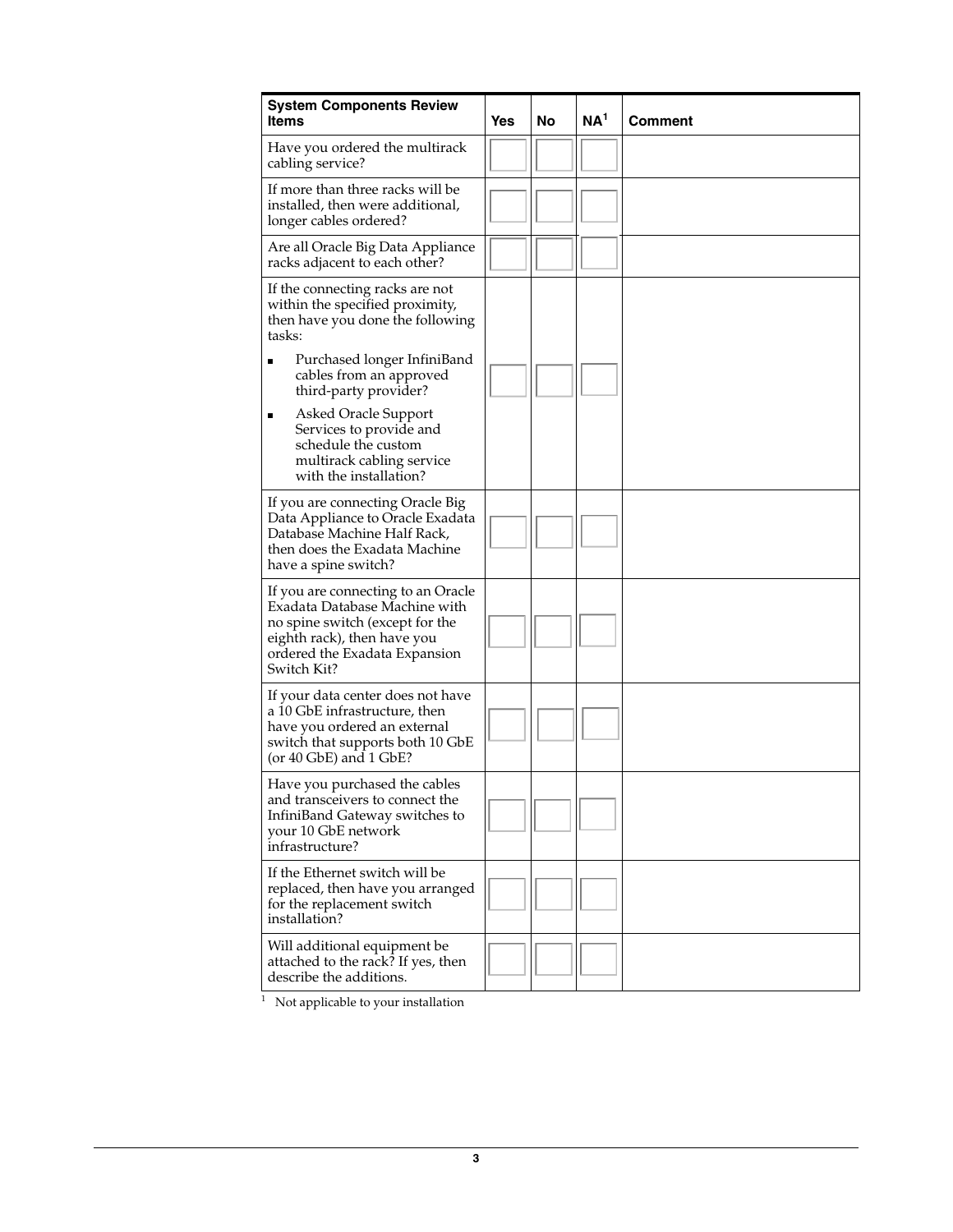| System Components Review Items | Yes | No | NA[1] | Comment |
|---|---|---|---|---|
| Have you ordered the multirack cabling service? | | | | |
| If more than three racks will be installed, then were additional, longer cables ordered? | | | | |
| Are all Oracle Big Data Appliance racks adjacent to each other? | | | | |
| If the connecting racks are not within the specified proximity, then have you done the following tasks:<br>■ Purchased longer InfiniBand cables from an approved third-party provider?<br>■ Asked Oracle Support Services to provide and schedule the custom multirack cabling service with the installation? | | | | |
| If you are connecting Oracle Big Data Appliance to Oracle Exadata Database Machine Half Rack, then does the Exadata Machine have a spine switch? | | | | |
| If you are connecting to an Oracle Exadata Database Machine with no spine switch (except for the eighth rack), then have you ordered the Exadata Expansion Switch Kit? | | | | |
| If your data center does not have a 10 GbE infrastructure, then have you ordered an external switch that supports both 10 GbE (or 40 GbE) and 1 GbE? | | | | |
| Have you purchased the cables and transceivers to connect the InfiniBand Gateway switches to your 10 GbE network infrastructure? | | | | |
| If the Ethernet switch will be replaced, then have you arranged for the replacement switch installation? | | | | |
| Will additional equipment be attached to the rack? If yes, then describe the additions. | | | | |

[1] Not applicable to your installation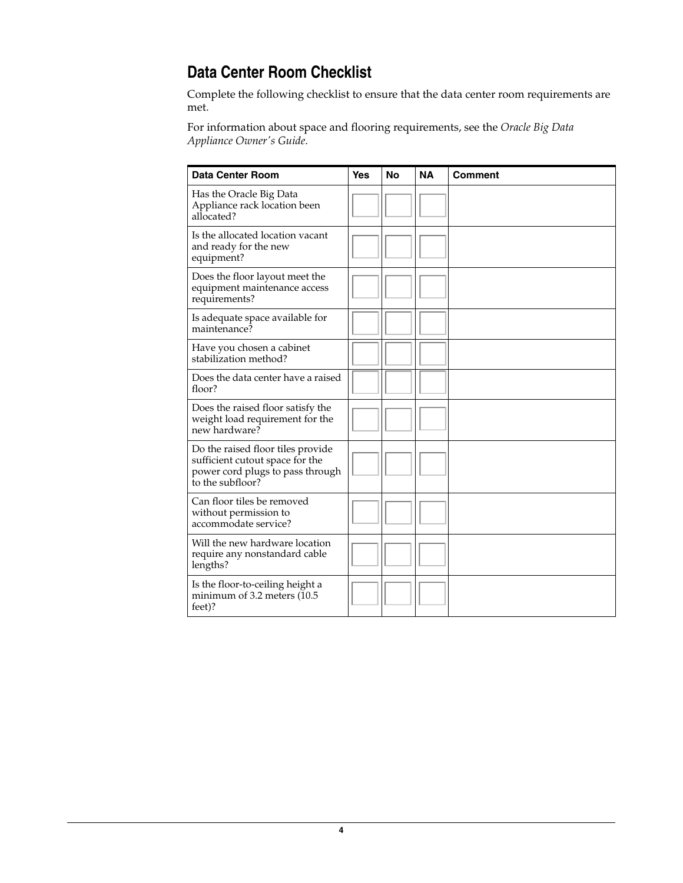## Data Center Room Checklist

Complete the following checklist to ensure that the data center room requirements are met.

For information about space and flooring requirements, see the *Oracle Big Data Appliance Owner's Guide*.

| Data Center Room | Yes | No | NA | Comment |
|---|---|---|---|---|
| Has the Oracle Big Data Appliance rack location been allocated? | | | | |
| Is the allocated location vacant and ready for the new equipment? | | | | |
| Does the floor layout meet the equipment maintenance access requirements? | | | | |
| Is adequate space available for maintenance? | | | | |
| Have you chosen a cabinet stabilization method? | | | | |
| Does the data center have a raised floor? | | | | |
| Does the raised floor satisfy the weight load requirement for the new hardware? | | | | |
| Do the raised floor tiles provide sufficient cutout space for the power cord plugs to pass through to the subfloor? | | | | |
| Can floor tiles be removed without permission to accommodate service? | | | | |
| Will the new hardware location require any nonstandard cable lengths? | | | | |
| Is the floor-to-ceiling height a minimum of 3.2 meters (10.5 feet)? | | | | |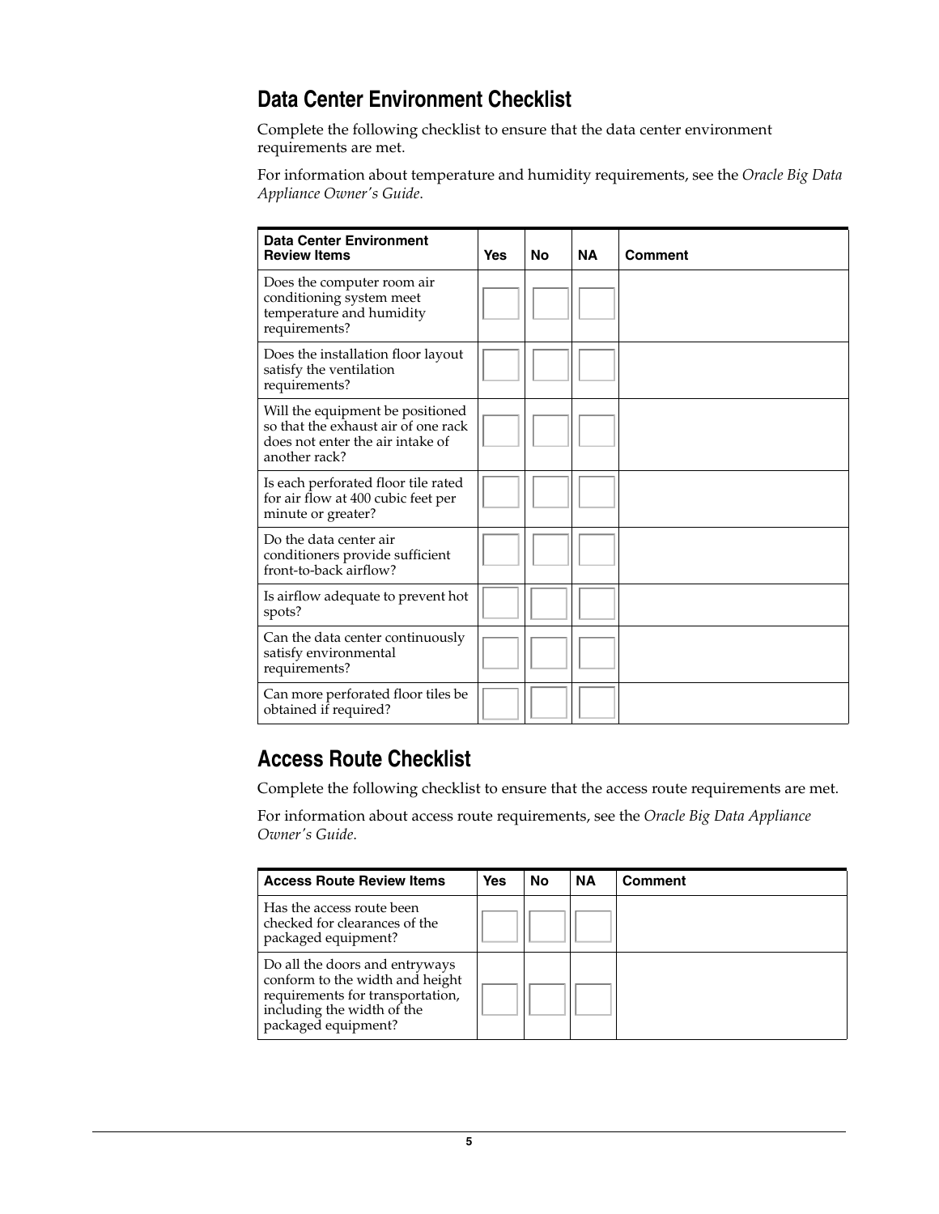## Data Center Environment Checklist

Complete the following checklist to ensure that the data center environment requirements are met.

For information about temperature and humidity requirements, see the *Oracle Big Data Appliance Owner's Guide*.

| Data Center Environment Review Items | Yes | No | NA | Comment |
|---|---|---|---|---|
| Does the computer room air conditioning system meet temperature and humidity requirements? | | | | |
| Does the installation floor layout satisfy the ventilation requirements? | | | | |
| Will the equipment be positioned so that the exhaust air of one rack does not enter the air intake of another rack? | | | | |
| Is each perforated floor tile rated for air flow at 400 cubic feet per minute or greater? | | | | |
| Do the data center air conditioners provide sufficient front-to-back airflow? | | | | |
| Is airflow adequate to prevent hot spots? | | | | |
| Can the data center continuously satisfy environmental requirements? | | | | |
| Can more perforated floor tiles be obtained if required? | | | | |

## Access Route Checklist

Complete the following checklist to ensure that the access route requirements are met.

For information about access route requirements, see the *Oracle Big Data Appliance Owner's Guide*.

| Access Route Review Items | Yes | No | NA | Comment |
|---|---|---|---|---|
| Has the access route been checked for clearances of the packaged equipment? | | | | |
| Do all the doors and entryways conform to the width and height requirements for transportation, including the width of the packaged equipment? | | | | |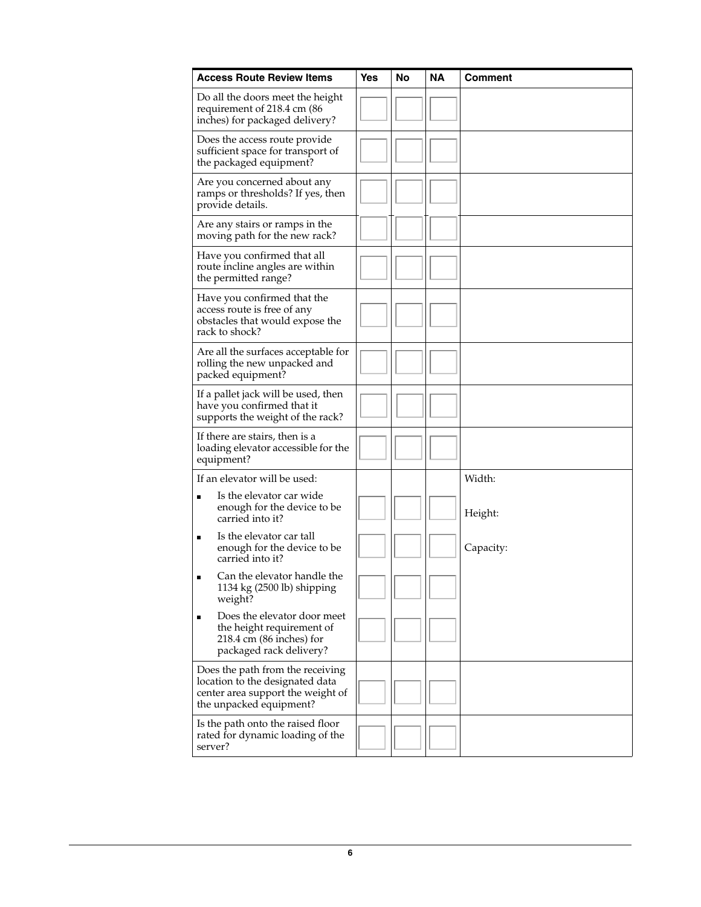| Access Route Review Items | Yes | No | NA | Comment |
| --- | --- | --- | --- | --- |
| Do all the doors meet the height requirement of 218.4 cm (86 inches) for packaged delivery? | | | | |
| Does the access route provide sufficient space for transport of the packaged equipment? | | | | |
| Are you concerned about any ramps or thresholds? If yes, then provide details. | | | | |
| Are any stairs or ramps in the moving path for the new rack? | | | | |
| Have you confirmed that all route incline angles are within the permitted range? | | | | |
| Have you confirmed that the access route is free of any obstacles that would expose the rack to shock? | | | | |
| Are all the surfaces acceptable for rolling the new unpacked and packed equipment? | | | | |
| If a pallet jack will be used, then have you confirmed that it supports the weight of the rack? | | | | |
| If there are stairs, then is a loading elevator accessible for the equipment? | | | | |
| If an elevator will be used: | | | | Width: |
| ▪ Is the elevator car wide enough for the device to be carried into it? | | | | Height: |
| ▪ Is the elevator car tall enough for the device to be carried into it? | | | | Capacity: |
| ▪ Can the elevator handle the 1134 kg (2500 lb) shipping weight? | | | | |
| ▪ Does the elevator door meet the height requirement of 218.4 cm (86 inches) for packaged rack delivery? | | | | |
| Does the path from the receiving location to the designated data center area support the weight of the unpacked equipment? | | | | |
| Is the path onto the raised floor rated for dynamic loading of the server? | | | | |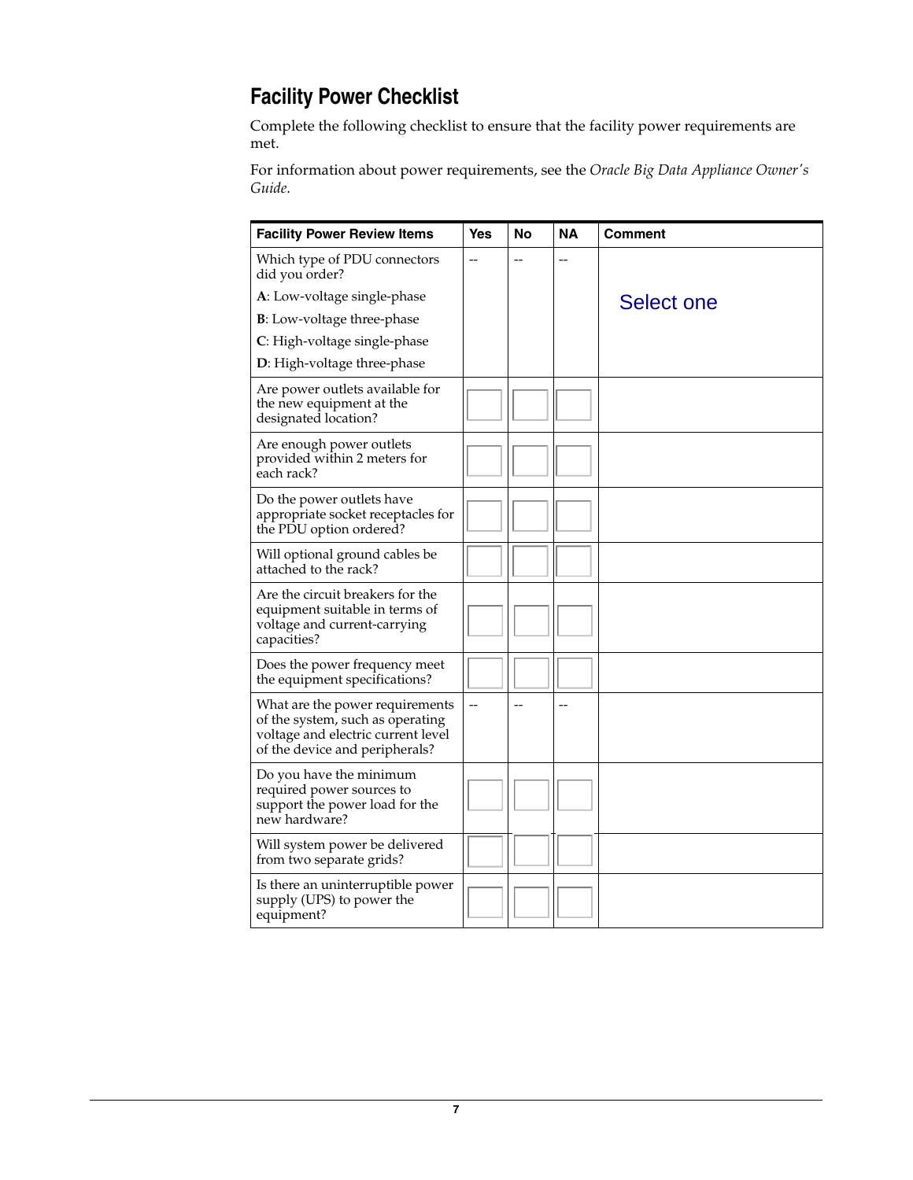## Facility Power Checklist

Complete the following checklist to ensure that the facility power requirements are met.

For information about power requirements, see the *Oracle Big Data Appliance Owner's Guide*.

| Facility Power Review Items | Yes | No | NA | Comment |
|---|---|---|---|---|
| Which type of PDU connectors did you order?<br>**A**: Low-voltage single-phase<br>**B**: Low-voltage three-phase<br>**C**: High-voltage single-phase<br>**D**: High-voltage three-phase | -- | -- | -- | Select one |
| Are power outlets available for the new equipment at the designated location? | | | | |
| Are enough power outlets provided within 2 meters for each rack? | | | | |
| Do the power outlets have appropriate socket receptacles for the PDU option ordered? | | | | |
| Will optional ground cables be attached to the rack? | | | | |
| Are the circuit breakers for the equipment suitable in terms of voltage and current-carrying capacities? | | | | |
| Does the power frequency meet the equipment specifications? | | | | |
| What are the power requirements of the system, such as operating voltage and electric current level of the device and peripherals? | -- | -- | -- | |
| Do you have the minimum required power sources to support the power load for the new hardware? | | | | |
| Will system power be delivered from two separate grids? | | | | |
| Is there an uninterruptible power supply (UPS) to power the equipment? | | | | |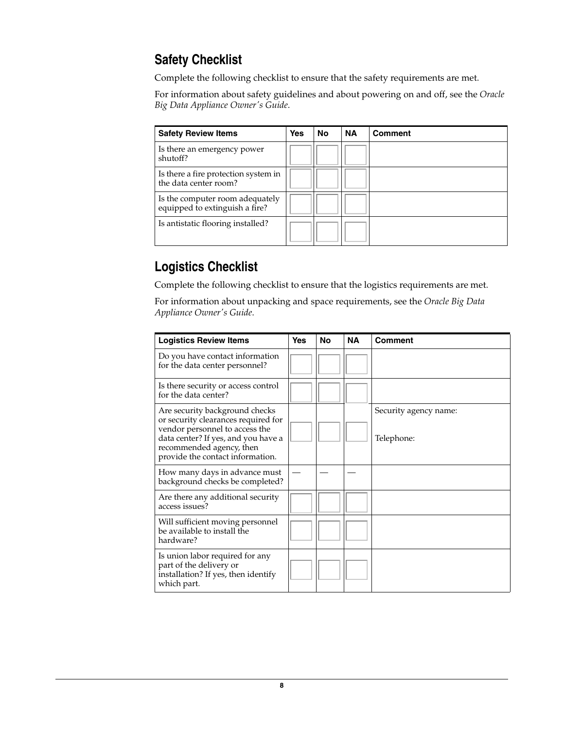## Safety Checklist

Complete the following checklist to ensure that the safety requirements are met.

For information about safety guidelines and about powering on and off, see the *Oracle Big Data Appliance Owner's Guide*.

| Safety Review Items | Yes | No | NA | Comment |
|---|---|---|---|---|
| Is there an emergency power shutoff? | | | | |
| Is there a fire protection system in the data center room? | | | | |
| Is the computer room adequately equipped to extinguish a fire? | | | | |
| Is antistatic flooring installed? | | | | |

## Logistics Checklist

Complete the following checklist to ensure that the logistics requirements are met.

For information about unpacking and space requirements, see the *Oracle Big Data Appliance Owner's Guide*.

| Logistics Review Items | Yes | No | NA | Comment |
|---|---|---|---|---|
| Do you have contact information for the data center personnel? | | | | |
| Is there security or access control for the data center? | | | | |
| Are security background checks or security clearances required for vendor personnel to access the data center? If yes, and you have a recommended agency, then provide the contact information. | | | | Security agency name:<br><br>Telephone: |
| How many days in advance must background checks be completed? | — | — | — | |
| Are there any additional security access issues? | | | | |
| Will sufficient moving personnel be available to install the hardware? | | | | |
| Is union labor required for any part of the delivery or installation? If yes, then identify which part. | | | | |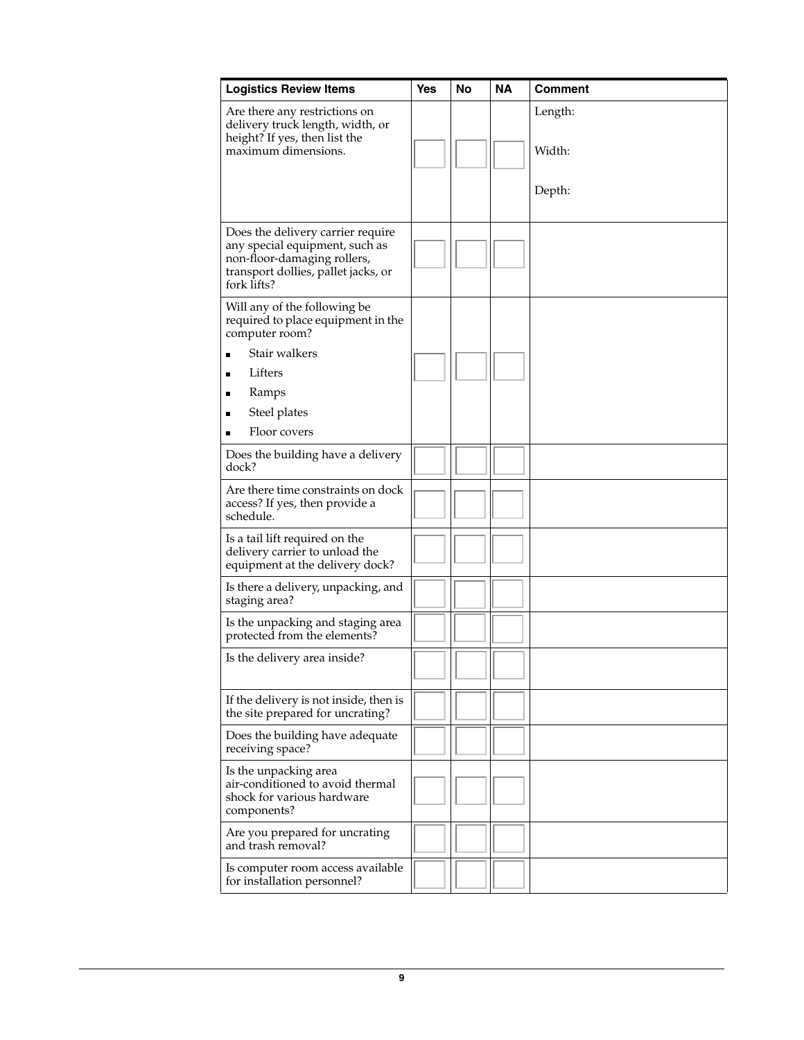| Logistics Review Items | Yes | No | NA | Comment |
|---|---|---|---|---|
| Are there any restrictions on delivery truck length, width, or height? If yes, then list the maximum dimensions. | | | | Length:<br><br>Width:<br><br>Depth: |
| Does the delivery carrier require any special equipment, such as non-floor-damaging rollers, transport dollies, pallet jacks, or fork lifts? | | | | |
| Will any of the following be required to place equipment in the computer room?<br>▪ Stair walkers<br>▪ Lifters<br>▪ Ramps<br>▪ Steel plates<br>▪ Floor covers | | | | |
| Does the building have a delivery dock? | | | | |
| Are there time constraints on dock access? If yes, then provide a schedule. | | | | |
| Is a tail lift required on the delivery carrier to unload the equipment at the delivery dock? | | | | |
| Is there a delivery, unpacking, and staging area? | | | | |
| Is the unpacking and staging area protected from the elements? | | | | |
| Is the delivery area inside? | | | | |
| If the delivery is not inside, then is the site prepared for uncrating? | | | | |
| Does the building have adequate receiving space? | | | | |
| Is the unpacking area air-conditioned to avoid thermal shock for various hardware components? | | | | |
| Are you prepared for uncrating and trash removal? | | | | |
| Is computer room access available for installation personnel? | | | | |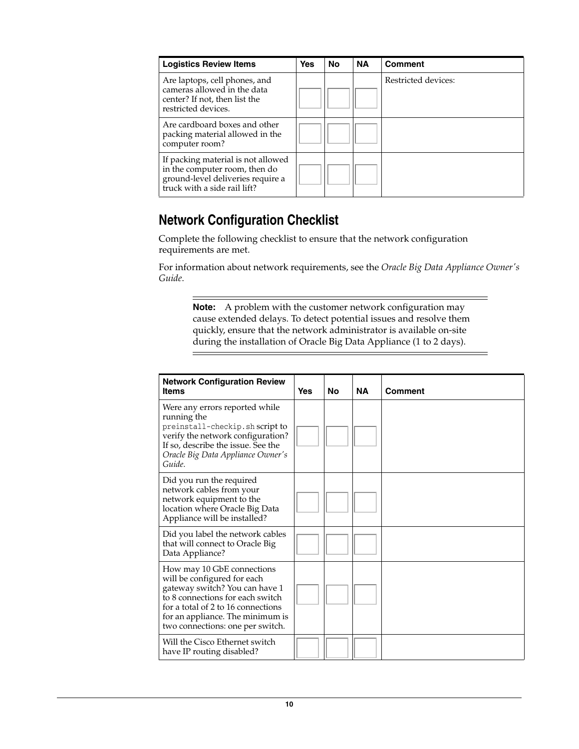| Logistics Review Items | Yes | No | NA | Comment |
|---|---|---|---|---|
| Are laptops, cell phones, and cameras allowed in the data center? If not, then list the restricted devices. | | | | Restricted devices: |
| Are cardboard boxes and other packing material allowed in the computer room? | | | | |
| If packing material is not allowed in the computer room, then do ground-level deliveries require a truck with a side rail lift? | | | | |

## Network Configuration Checklist

Complete the following checklist to ensure that the network configuration requirements are met.

For information about network requirements, see the *Oracle Big Data Appliance Owner's Guide*.

> **Note:** A problem with the customer network configuration may cause extended delays. To detect potential issues and resolve them quickly, ensure that the network administrator is available on-site during the installation of Oracle Big Data Appliance (1 to 2 days).

| Network Configuration Review Items | Yes | No | NA | Comment |
|---|---|---|---|---|
| Were any errors reported while running the `preinstall-checkip.sh` script to verify the network configuration? If so, describe the issue. See the *Oracle Big Data Appliance Owner's Guide*. | | | | |
| Did you run the required network cables from your network equipment to the location where Oracle Big Data Appliance will be installed? | | | | |
| Did you label the network cables that will connect to Oracle Big Data Appliance? | | | | |
| How may 10 GbE connections will be configured for each gateway switch? You can have 1 to 8 connections for each switch for a total of 2 to 16 connections for an appliance. The minimum is two connections: one per switch. | | | | |
| Will the Cisco Ethernet switch have IP routing disabled? | | | | |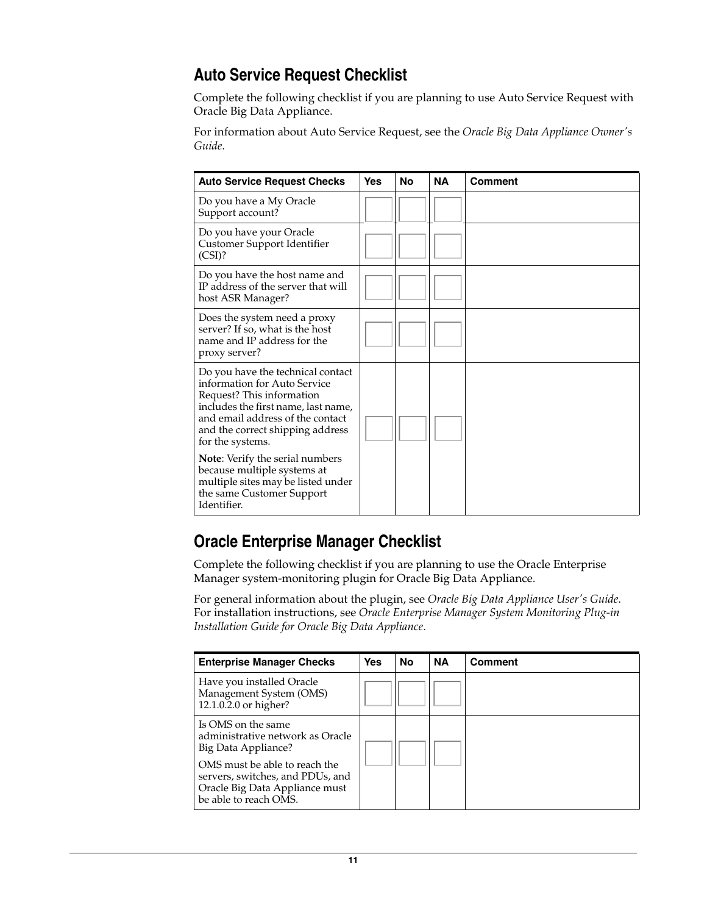## Auto Service Request Checklist

Complete the following checklist if you are planning to use Auto Service Request with Oracle Big Data Appliance.

For information about Auto Service Request, see the *Oracle Big Data Appliance Owner's Guide*.

| Auto Service Request Checks | Yes | No | NA | Comment |
| --- | --- | --- | --- | --- |
| Do you have a My Oracle Support account? | | | | |
| Do you have your Oracle Customer Support Identifier (CSI)? | | | | |
| Do you have the host name and IP address of the server that will host ASR Manager? | | | | |
| Does the system need a proxy server? If so, what is the host name and IP address for the proxy server? | | | | |
| Do you have the technical contact information for Auto Service Request? This information includes the first name, last name, and email address of the contact and the correct shipping address for the systems. **Note**: Verify the serial numbers because multiple systems at multiple sites may be listed under the same Customer Support Identifier. | | | | |

## Oracle Enterprise Manager Checklist

Complete the following checklist if you are planning to use the Oracle Enterprise Manager system-monitoring plugin for Oracle Big Data Appliance.

For general information about the plugin, see *Oracle Big Data Appliance User's Guide*. For installation instructions, see *Oracle Enterprise Manager System Monitoring Plug-in Installation Guide for Oracle Big Data Appliance*.

| Enterprise Manager Checks | Yes | No | NA | Comment |
| --- | --- | --- | --- | --- |
| Have you installed Oracle Management System (OMS) 12.1.0.2.0 or higher? | | | | |
| Is OMS on the same administrative network as Oracle Big Data Appliance? OMS must be able to reach the servers, switches, and PDUs, and Oracle Big Data Appliance must be able to reach OMS. | | | | |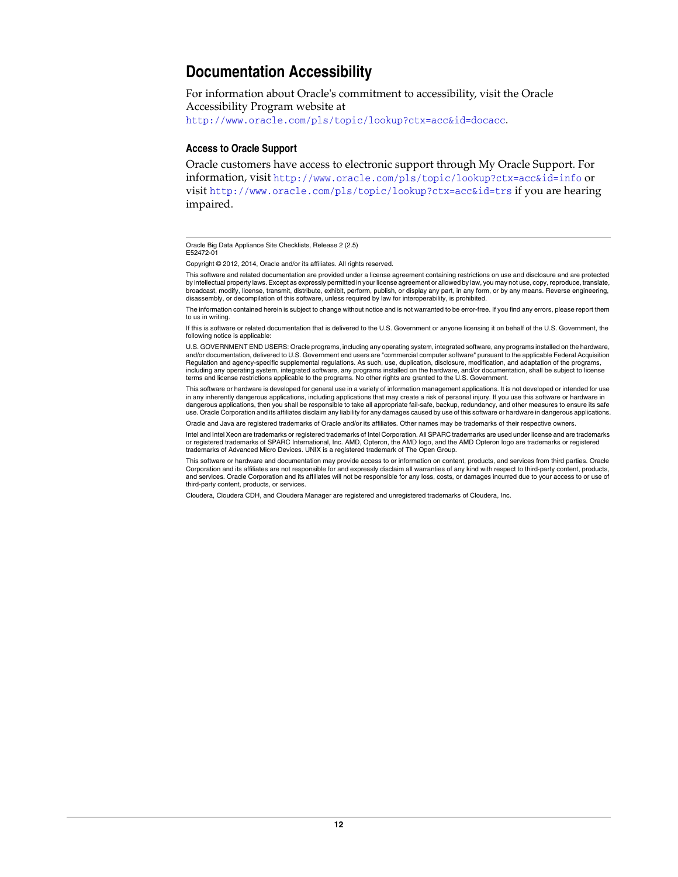## Documentation Accessibility

For information about Oracle's commitment to accessibility, visit the Oracle Accessibility Program website at http://www.oracle.com/pls/topic/lookup?ctx=acc&id=docacc.

### Access to Oracle Support

Oracle customers have access to electronic support through My Oracle Support. For information, visit http://www.oracle.com/pls/topic/lookup?ctx=acc&id=info or visit http://www.oracle.com/pls/topic/lookup?ctx=acc&id=trs if you are hearing impaired.

---

Oracle Big Data Appliance Site Checklists, Release 2 (2.5)
E52472-01

Copyright © 2012, 2014, Oracle and/or its affiliates. All rights reserved.

This software and related documentation are provided under a license agreement containing restrictions on use and disclosure and are protected by intellectual property laws. Except as expressly permitted in your license agreement or allowed by law, you may not use, copy, reproduce, translate, broadcast, modify, license, transmit, distribute, exhibit, perform, publish, or display any part, in any form, or by any means. Reverse engineering, disassembly, or decompilation of this software, unless required by law for interoperability, is prohibited.

The information contained herein is subject to change without notice and is not warranted to be error-free. If you find any errors, please report them to us in writing.

If this is software or related documentation that is delivered to the U.S. Government or anyone licensing it on behalf of the U.S. Government, the following notice is applicable:

U.S. GOVERNMENT END USERS: Oracle programs, including any operating system, integrated software, any programs installed on the hardware, and/or documentation, delivered to U.S. Government end users are "commercial computer software" pursuant to the applicable Federal Acquisition Regulation and agency-specific supplemental regulations. As such, use, duplication, disclosure, modification, and adaptation of the programs, including any operating system, integrated software, any programs installed on the hardware, and/or documentation, shall be subject to license terms and license restrictions applicable to the programs. No other rights are granted to the U.S. Government.

This software or hardware is developed for general use in a variety of information management applications. It is not developed or intended for use in any inherently dangerous applications, including applications that may create a risk of personal injury. If you use this software or hardware in dangerous applications, then you shall be responsible to take all appropriate fail-safe, backup, redundancy, and other measures to ensure its safe use. Oracle Corporation and its affiliates disclaim any liability for any damages caused by use of this software or hardware in dangerous applications.

Oracle and Java are registered trademarks of Oracle and/or its affiliates. Other names may be trademarks of their respective owners.

Intel and Intel Xeon are trademarks or registered trademarks of Intel Corporation. All SPARC trademarks are used under license and are trademarks or registered trademarks of SPARC International, Inc. AMD, Opteron, the AMD logo, and the AMD Opteron logo are trademarks or registered trademarks of Advanced Micro Devices. UNIX is a registered trademark of The Open Group.

This software or hardware and documentation may provide access to or information on content, products, and services from third parties. Oracle Corporation and its affiliates are not responsible for and expressly disclaim all warranties of any kind with respect to third-party content, products, and services. Oracle Corporation and its affiliates will not be responsible for any loss, costs, or damages incurred due to your access to or use of third-party content, products, or services.

Cloudera, Cloudera CDH, and Cloudera Manager are registered and unregistered trademarks of Cloudera, Inc.